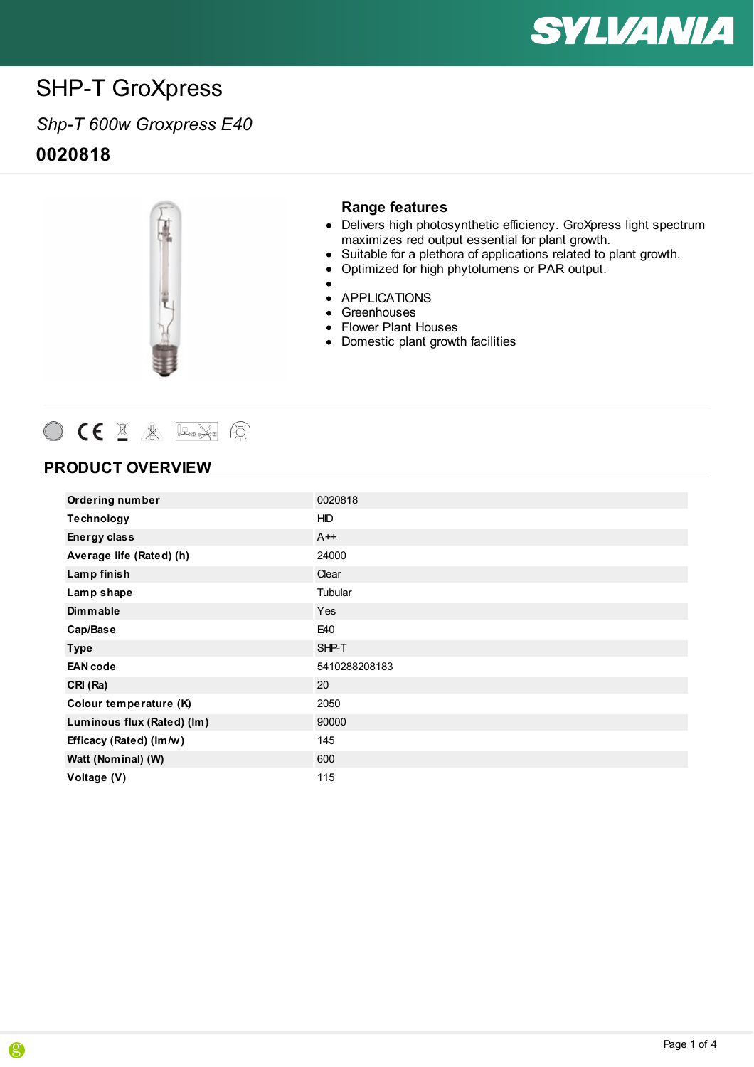# SHP-T GroXpress

*Shp-T 600w Groxpress E40*

**0020818**

### Range features

- Delivers high photosynthetic efficiency. GroXpress light spectrum maximizes red output essential for plant growth.
- Suitable for a plethora of applications related to plant growth.
- Optimized for high phytolumens or PAR output.
- 
- APPLICATIONS
- Greenhouses
- Flower Plant Houses
- Domestic plant growth facilities

## PRODUCT OVERVIEW

| | |
|---|---|
| **Ordering number** | 0020818 |
| **Technology** | HID |
| **Energy class** | A++ |
| **Average life (Rated) (h)** | 24000 |
| **Lamp finish** | Clear |
| **Lamp shape** | Tubular |
| **Dimmable** | Yes |
| **Cap/Base** | E40 |
| **Type** | SHP-T |
| **EAN code** | 5410288208183 |
| **CRI (Ra)** | 20 |
| **Colour temperature (K)** | 2050 |
| **Luminous flux (Rated) (lm)** | 90000 |
| **Efficacy (Rated) (lm/w)** | 145 |
| **Watt (Nominal) (W)** | 600 |
| **Voltage (V)** | 115 |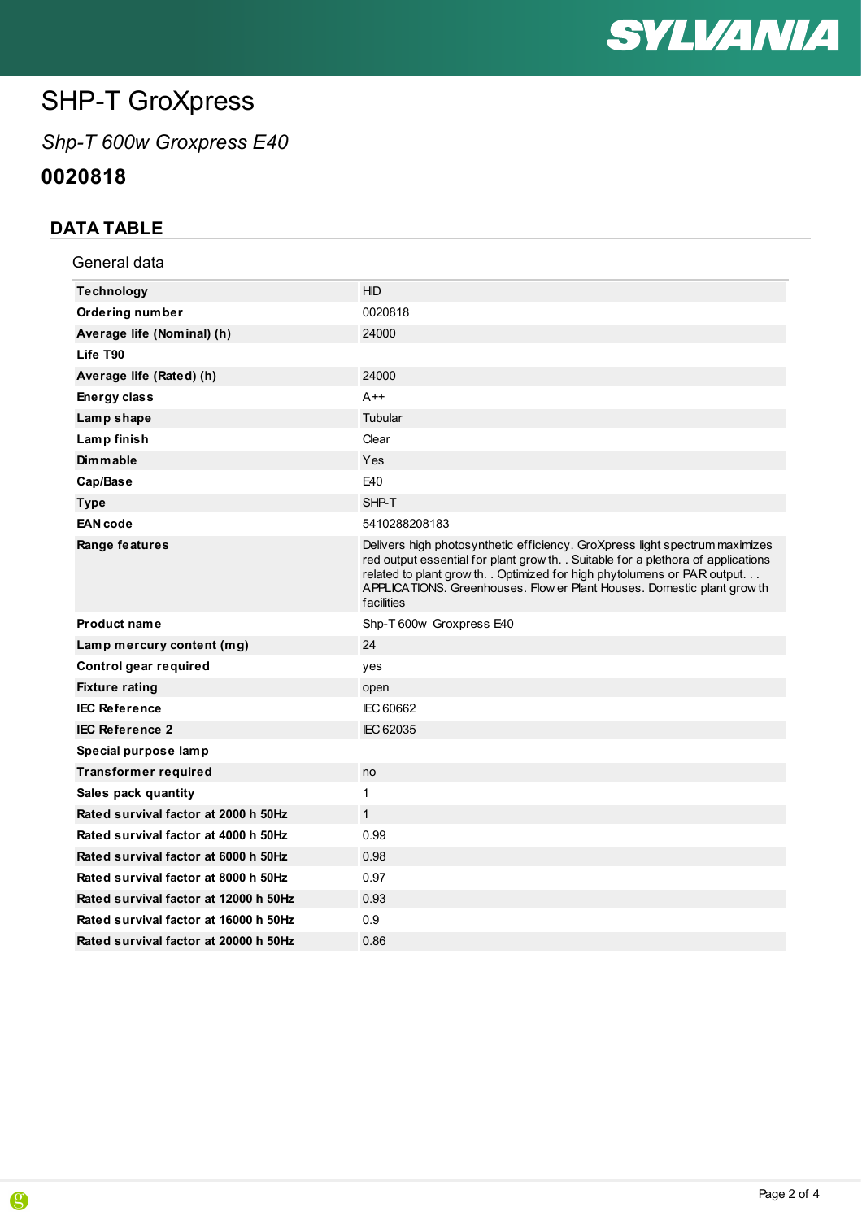# SHP-T GroXpress

*Shp-T 600w Groxpress E40*

**0020818**

## DATA TABLE

### General data

| | |
|---|---|
| **Technology** | HID |
| **Ordering number** | 0020818 |
| **Average life (Nominal) (h)** | 24000 |
| **Life T90** | |
| **Average life (Rated) (h)** | 24000 |
| **Energy class** | A++ |
| **Lamp shape** | Tubular |
| **Lamp finish** | Clear |
| **Dimmable** | Yes |
| **Cap/Base** | E40 |
| **Type** | SHP-T |
| **EAN code** | 5410288208183 |
| **Range features** | Delivers high photosynthetic efficiency. GroXpress light spectrum maximizes red output essential for plant growth. . Suitable for a plethora of applications related to plant growth. . Optimized for high phytolumens or PAR output. . . APPLICATIONS. Greenhouses. Flower Plant Houses. Domestic plant growth facilities |
| **Product name** | Shp-T 600w Groxpress E40 |
| **Lamp mercury content (mg)** | 24 |
| **Control gear required** | yes |
| **Fixture rating** | open |
| **IEC Reference** | IEC 60662 |
| **IEC Reference 2** | IEC 62035 |
| **Special purpose lamp** | |
| **Transformer required** | no |
| **Sales pack quantity** | 1 |
| **Rated survival factor at 2000 h 50Hz** | 1 |
| **Rated survival factor at 4000 h 50Hz** | 0.99 |
| **Rated survival factor at 6000 h 50Hz** | 0.98 |
| **Rated survival factor at 8000 h 50Hz** | 0.97 |
| **Rated survival factor at 12000 h 50Hz** | 0.93 |
| **Rated survival factor at 16000 h 50Hz** | 0.9 |
| **Rated survival factor at 20000 h 50Hz** | 0.86 |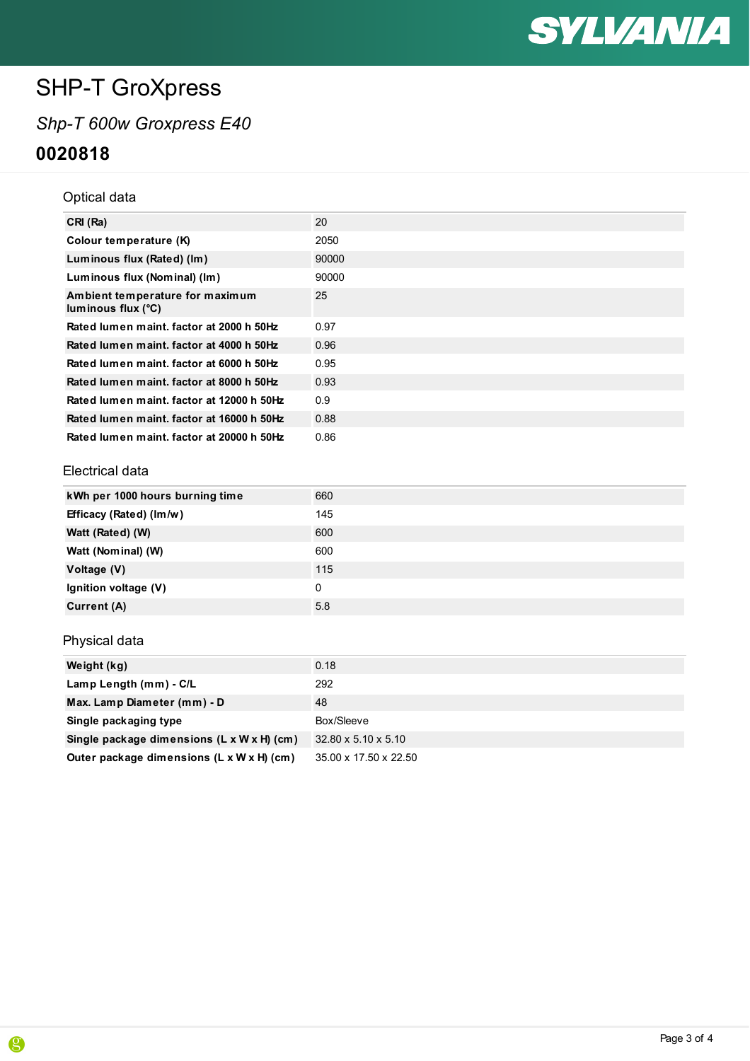# SHP-T GroXpress

*Shp-T 600w Groxpress E40*

**0020818**

## Optical data

| | |
|---|---|
| **CRI (Ra)** | 20 |
| **Colour temperature (K)** | 2050 |
| **Luminous flux (Rated) (lm)** | 90000 |
| **Luminous flux (Nominal) (lm)** | 90000 |
| **Ambient temperature for maximum luminous flux (°C)** | 25 |
| **Rated lumen maint. factor at 2000 h 50Hz** | 0.97 |
| **Rated lumen maint. factor at 4000 h 50Hz** | 0.96 |
| **Rated lumen maint. factor at 6000 h 50Hz** | 0.95 |
| **Rated lumen maint. factor at 8000 h 50Hz** | 0.93 |
| **Rated lumen maint. factor at 12000 h 50Hz** | 0.9 |
| **Rated lumen maint. factor at 16000 h 50Hz** | 0.88 |
| **Rated lumen maint. factor at 20000 h 50Hz** | 0.86 |

## Electrical data

| | |
|---|---|
| **kWh per 1000 hours burning time** | 660 |
| **Efficacy (Rated) (lm/w)** | 145 |
| **Watt (Rated) (W)** | 600 |
| **Watt (Nominal) (W)** | 600 |
| **Voltage (V)** | 115 |
| **Ignition voltage (V)** | 0 |
| **Current (A)** | 5.8 |

## Physical data

| | |
|---|---|
| **Weight (kg)** | 0.18 |
| **Lamp Length (mm) - C/L** | 292 |
| **Max. Lamp Diameter (mm) - D** | 48 |
| **Single packaging type** | Box/Sleeve |
| **Single package dimensions (L x W x H) (cm)** | 32.80 x 5.10 x 5.10 |
| **Outer package dimensions (L x W x H) (cm)** | 35.00 x 17.50 x 22.50 |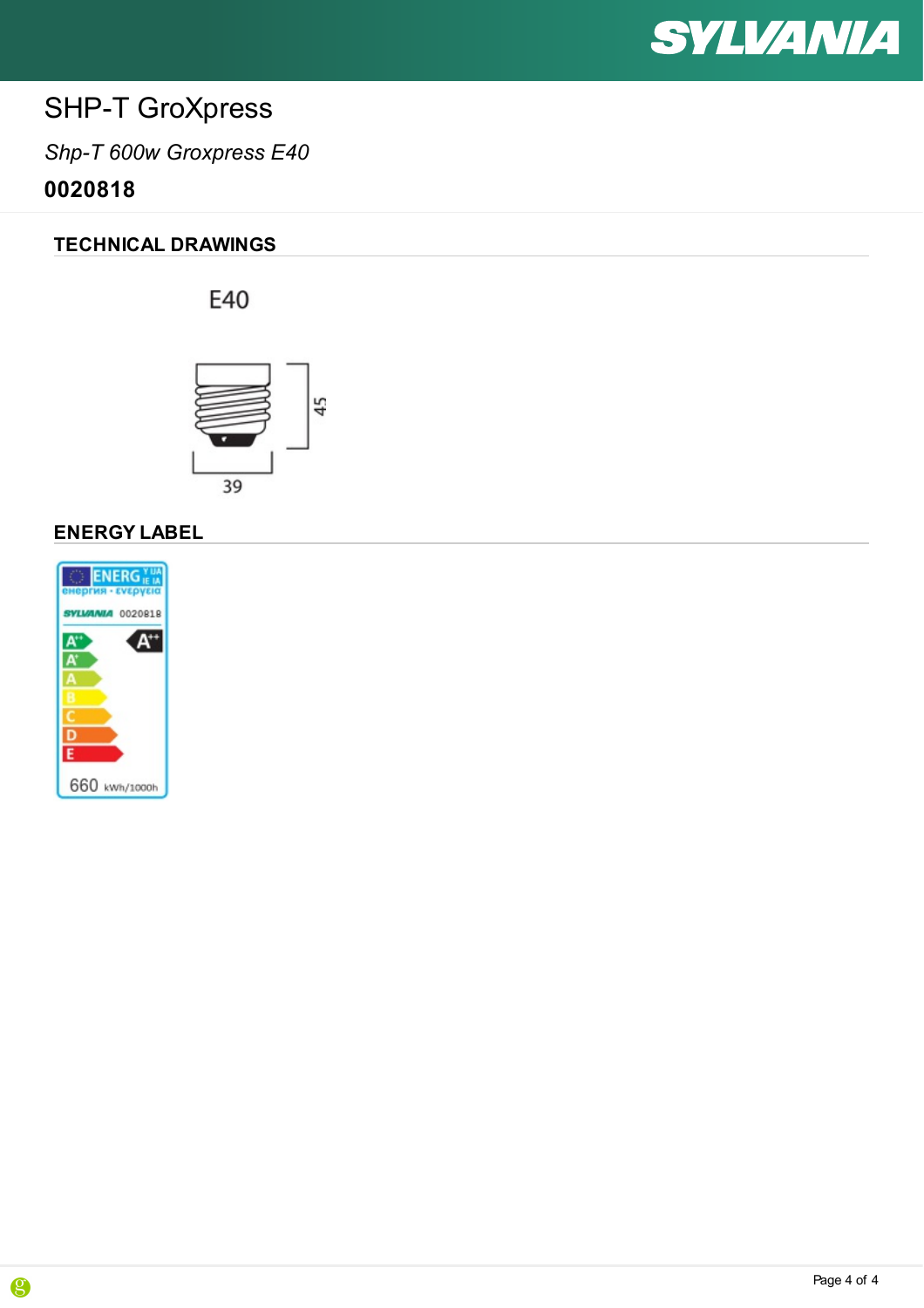# SHP-T GroXpress

*Shp-T 600w Groxpress E40*

**0020818**

## TECHNICAL DRAWINGS

E40

45

39

## ENERGY LABEL

ENERG Y IJA IE IA

енергия · ενεργεια

SYLVANIA 0020818

A++

A+

A

B

C

D

E

A++

660 kWh/1000h